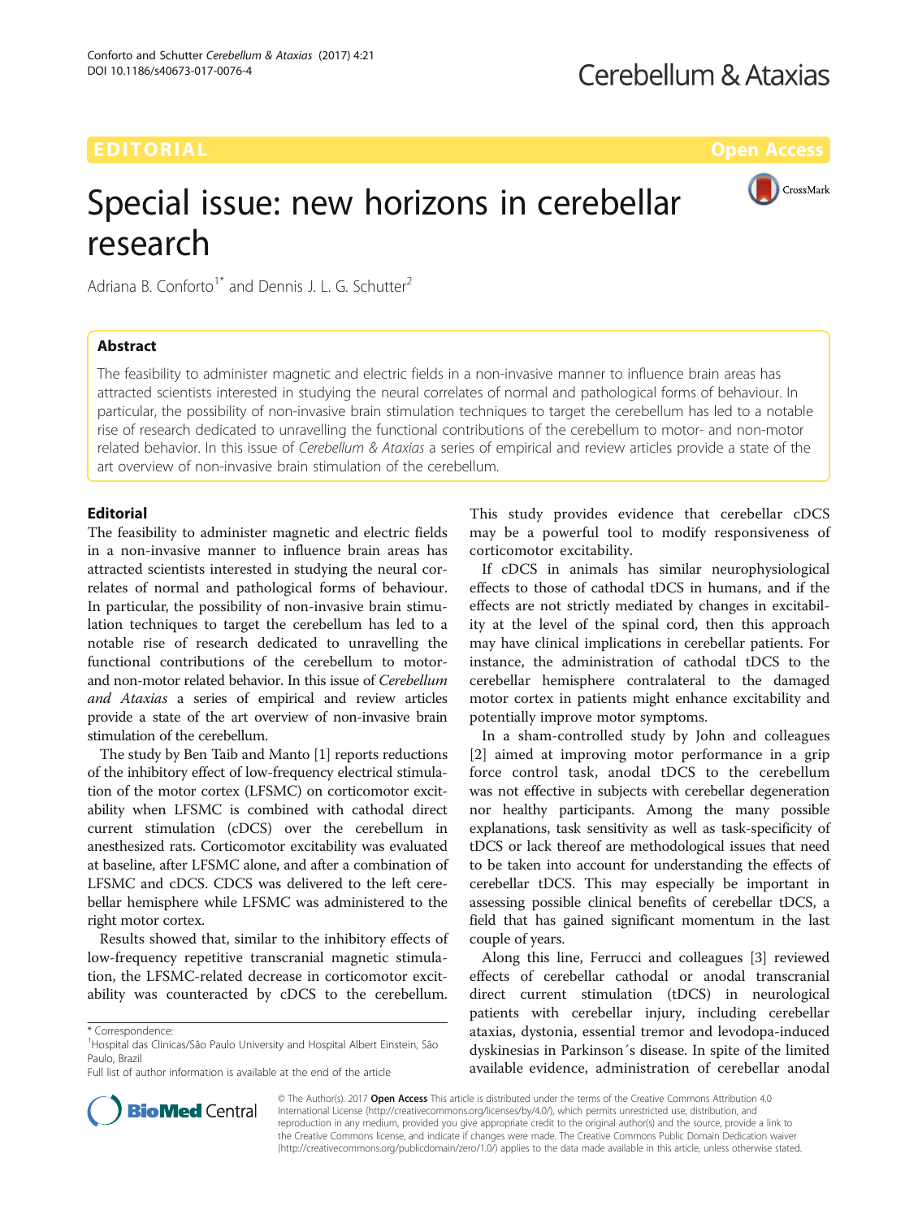EDITORIAL Open Access

# Special issue: new horizons in cerebellar research

Adriana B. Conforto[1*] and Dennis J. L. G. Schutter[2]

## Abstract

The feasibility to administer magnetic and electric fields in a non-invasive manner to influence brain areas has attracted scientists interested in studying the neural correlates of normal and pathological forms of behaviour. In particular, the possibility of non-invasive brain stimulation techniques to target the cerebellum has led to a notable rise of research dedicated to unravelling the functional contributions of the cerebellum to motor- and non-motor related behavior. In this issue of *Cerebellum & Ataxias* a series of empirical and review articles provide a state of the art overview of non-invasive brain stimulation of the cerebellum.

## Editorial

The feasibility to administer magnetic and electric fields in a non-invasive manner to influence brain areas has attracted scientists interested in studying the neural correlates of normal and pathological forms of behaviour. In particular, the possibility of non-invasive brain stimulation techniques to target the cerebellum has led to a notable rise of research dedicated to unravelling the functional contributions of the cerebellum to motor- and non-motor related behavior. In this issue of *Cerebellum and Ataxias* a series of empirical and review articles provide a state of the art overview of non-invasive brain stimulation of the cerebellum.

The study by Ben Taib and Manto [1] reports reductions of the inhibitory effect of low-frequency electrical stimulation of the motor cortex (LFSMC) on corticomotor excitability when LFSMC is combined with cathodal direct current stimulation (cDCS) over the cerebellum in anesthesized rats. Corticomotor excitability was evaluated at baseline, after LFSMC alone, and after a combination of LFSMC and cDCS. CDCS was delivered to the left cerebellar hemisphere while LFSMC was administered to the right motor cortex.

Results showed that, similar to the inhibitory effects of low-frequency repetitive transcranial magnetic stimulation, the LFSMC-related decrease in corticomotor excitability was counteracted by cDCS to the cerebellum. This study provides evidence that cerebellar cDCS may be a powerful tool to modify responsiveness of corticomotor excitability.

If cDCS in animals has similar neurophysiological effects to those of cathodal tDCS in humans, and if the effects are not strictly mediated by changes in excitability at the level of the spinal cord, then this approach may have clinical implications in cerebellar patients. For instance, the administration of cathodal tDCS to the cerebellar hemisphere contralateral to the damaged motor cortex in patients might enhance excitability and potentially improve motor symptoms.

In a sham-controlled study by John and colleagues [2] aimed at improving motor performance in a grip force control task, anodal tDCS to the cerebellum was not effective in subjects with cerebellar degeneration nor healthy participants. Among the many possible explanations, task sensitivity as well as task-specificity of tDCS or lack thereof are methodological issues that need to be taken into account for understanding the effects of cerebellar tDCS. This may especially be important in assessing possible clinical benefits of cerebellar tDCS, a field that has gained significant momentum in the last couple of years.

Along this line, Ferrucci and colleagues [3] reviewed effects of cerebellar cathodal or anodal transcranial direct current stimulation (tDCS) in neurological patients with cerebellar injury, including cerebellar ataxias, dystonia, essential tremor and levodopa-induced dyskinesias in Parkinson´s disease. In spite of the limited available evidence, administration of cerebellar anodal

\* Correspondence:
[1]Hospital das Clinicas/São Paulo University and Hospital Albert Einstein, São Paulo, Brazil
Full list of author information is available at the end of the article

© The Author(s). 2017 **Open Access** This article is distributed under the terms of the Creative Commons Attribution 4.0 International License (http://creativecommons.org/licenses/by/4.0/), which permits unrestricted use, distribution, and reproduction in any medium, provided you give appropriate credit to the original author(s) and the source, provide a link to the Creative Commons license, and indicate if changes were made. The Creative Commons Public Domain Dedication waiver (http://creativecommons.org/publicdomain/zero/1.0/) applies to the data made available in this article, unless otherwise stated.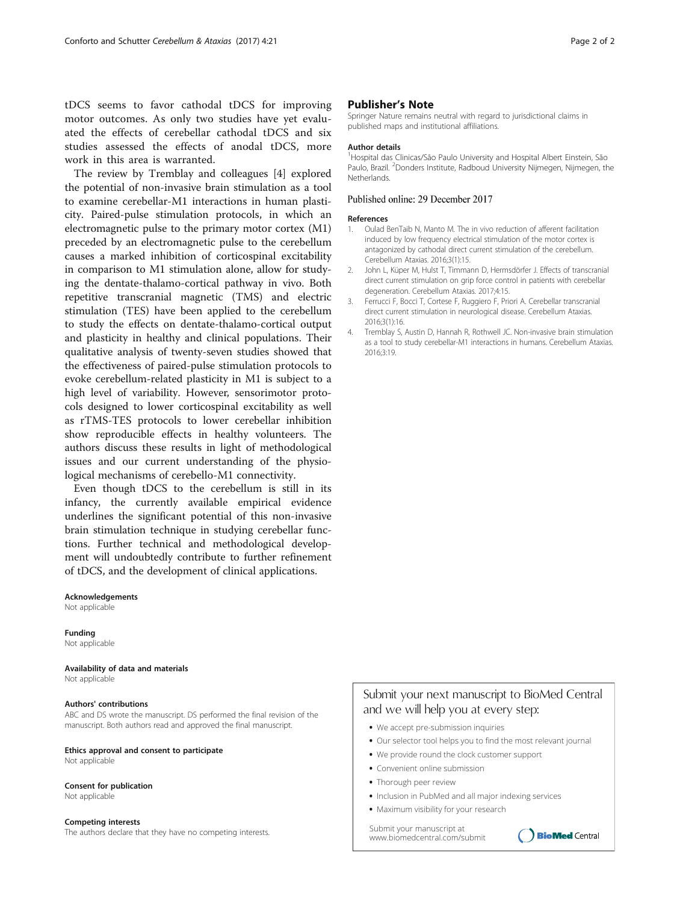tDCS seems to favor cathodal tDCS for improving motor outcomes. As only two studies have yet evaluated the effects of cerebellar cathodal tDCS and six studies assessed the effects of anodal tDCS, more work in this area is warranted.

The review by Tremblay and colleagues [4] explored the potential of non-invasive brain stimulation as a tool to examine cerebellar-M1 interactions in human plasticity. Paired-pulse stimulation protocols, in which an electromagnetic pulse to the primary motor cortex (M1) preceded by an electromagnetic pulse to the cerebellum causes a marked inhibition of corticospinal excitability in comparison to M1 stimulation alone, allow for studying the dentate-thalamo-cortical pathway in vivo. Both repetitive transcranial magnetic (TMS) and electric stimulation (TES) have been applied to the cerebellum to study the effects on dentate-thalamo-cortical output and plasticity in healthy and clinical populations. Their qualitative analysis of twenty-seven studies showed that the effectiveness of paired-pulse stimulation protocols to evoke cerebellum-related plasticity in M1 is subject to a high level of variability. However, sensorimotor protocols designed to lower corticospinal excitability as well as rTMS-TES protocols to lower cerebellar inhibition show reproducible effects in healthy volunteers. The authors discuss these results in light of methodological issues and our current understanding of the physiological mechanisms of cerebello-M1 connectivity.

Even though tDCS to the cerebellum is still in its infancy, the currently available empirical evidence underlines the significant potential of this non-invasive brain stimulation technique in studying cerebellar functions. Further technical and methodological development will undoubtedly contribute to further refinement of tDCS, and the development of clinical applications.

#### Acknowledgements
Not applicable

#### Funding
Not applicable

#### Availability of data and materials
Not applicable

#### Authors' contributions
ABC and DS wrote the manuscript. DS performed the final revision of the manuscript. Both authors read and approved the final manuscript.

#### Ethics approval and consent to participate
Not applicable

#### Consent for publication
Not applicable

#### Competing interests
The authors declare that they have no competing interests.

## Publisher's Note
Springer Nature remains neutral with regard to jurisdictional claims in published maps and institutional affiliations.

#### Author details
[1]Hospital das Clinicas/São Paulo University and Hospital Albert Einstein, São Paulo, Brazil. [2]Donders Institute, Radboud University Nijmegen, Nijmegen, the Netherlands.

Published online: 29 December 2017

#### References
1. Oulad BenTaib N, Manto M. The in vivo reduction of afferent facilitation induced by low frequency electrical stimulation of the motor cortex is antagonized by cathodal direct current stimulation of the cerebellum. Cerebellum Ataxias. 2016;3(1):15.
2. John L, Küper M, Hulst T, Timmann D, Hermsdörfer J. Effects of transcranial direct current stimulation on grip force control in patients with cerebellar degeneration. Cerebellum Ataxias. 2017;4:15.
3. Ferrucci F, Bocci T, Cortese F, Ruggiero F, Priori A. Cerebellar transcranial direct current stimulation in neurological disease. Cerebellum Ataxias. 2016;3(1):16.
4. Tremblay S, Austin D, Hannah R, Rothwell JC. Non-invasive brain stimulation as a tool to study cerebellar-M1 interactions in humans. Cerebellum Ataxias. 2016;3:19.

Submit your next manuscript to BioMed Central and we will help you at every step:

- We accept pre-submission inquiries
- Our selector tool helps you to find the most relevant journal
- We provide round the clock customer support
- Convenient online submission
- Thorough peer review
- Inclusion in PubMed and all major indexing services
- Maximum visibility for your research

Submit your manuscript at www.biomedcentral.com/submit

BioMed Central